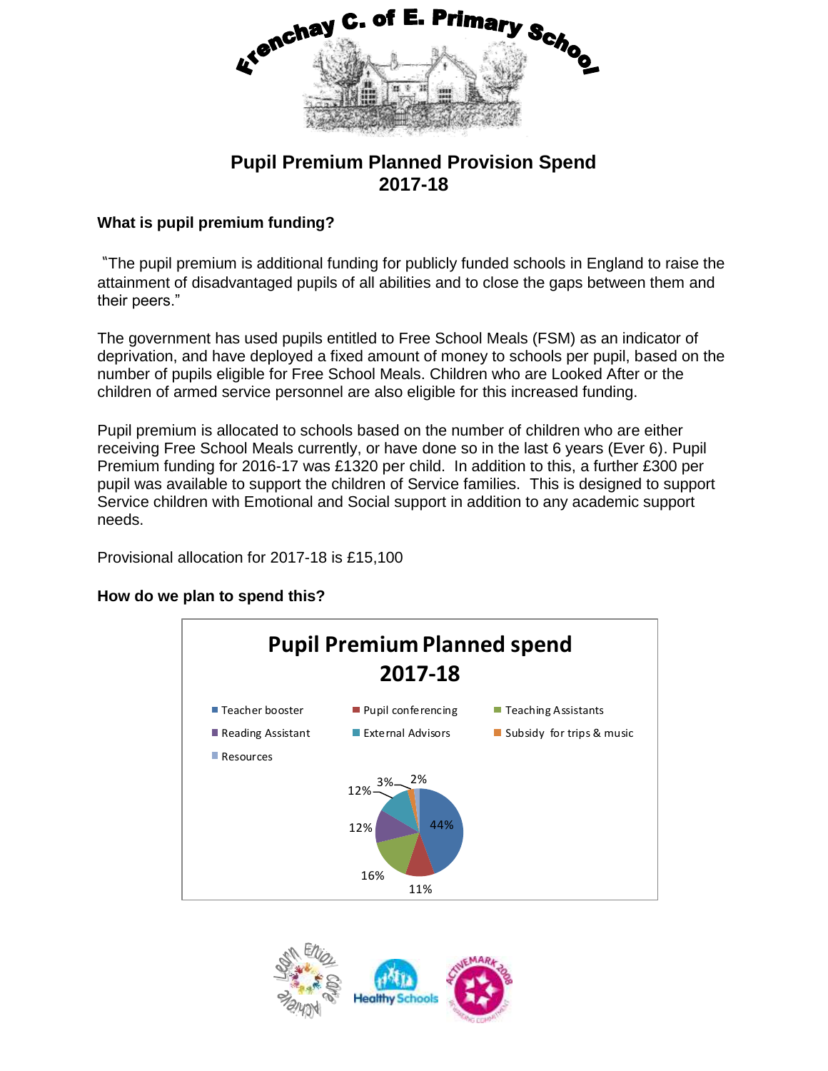Frenchay C. of E. Primary School

# Pupil Premium Planned Provision Spend 2017-18

## What is pupil premium funding?

"The pupil premium is additional funding for publicly funded schools in England to raise the attainment of disadvantaged pupils of all abilities and to close the gaps between them and their peers."

The government has used pupils entitled to Free School Meals (FSM) as an indicator of deprivation, and have deployed a fixed amount of money to schools per pupil, based on the number of pupils eligible for Free School Meals. Children who are Looked After or the children of armed service personnel are also eligible for this increased funding.

Pupil premium is allocated to schools based on the number of children who are either receiving Free School Meals currently, or have done so in the last 6 years (Ever 6). Pupil Premium funding for 2016-17 was £1320 per child. In addition to this, a further £300 per pupil was available to support the children of Service families. This is designed to support Service children with Emotional and Social support in addition to any academic support needs.

Provisional allocation for 2017-18 is £15,100

## How do we plan to spend this?

**Pupil Premium Planned spend 2017-18**

| Category | Percentage |
|---|---|
| Teacher booster | 44% |
| Pupil conferencing | 11% |
| Teaching Assistants | 16% |
| Reading Assistant | 12% |
| External Advisors | 12% |
| Subsidy for trips & music | 3% |
| Resources | 2% |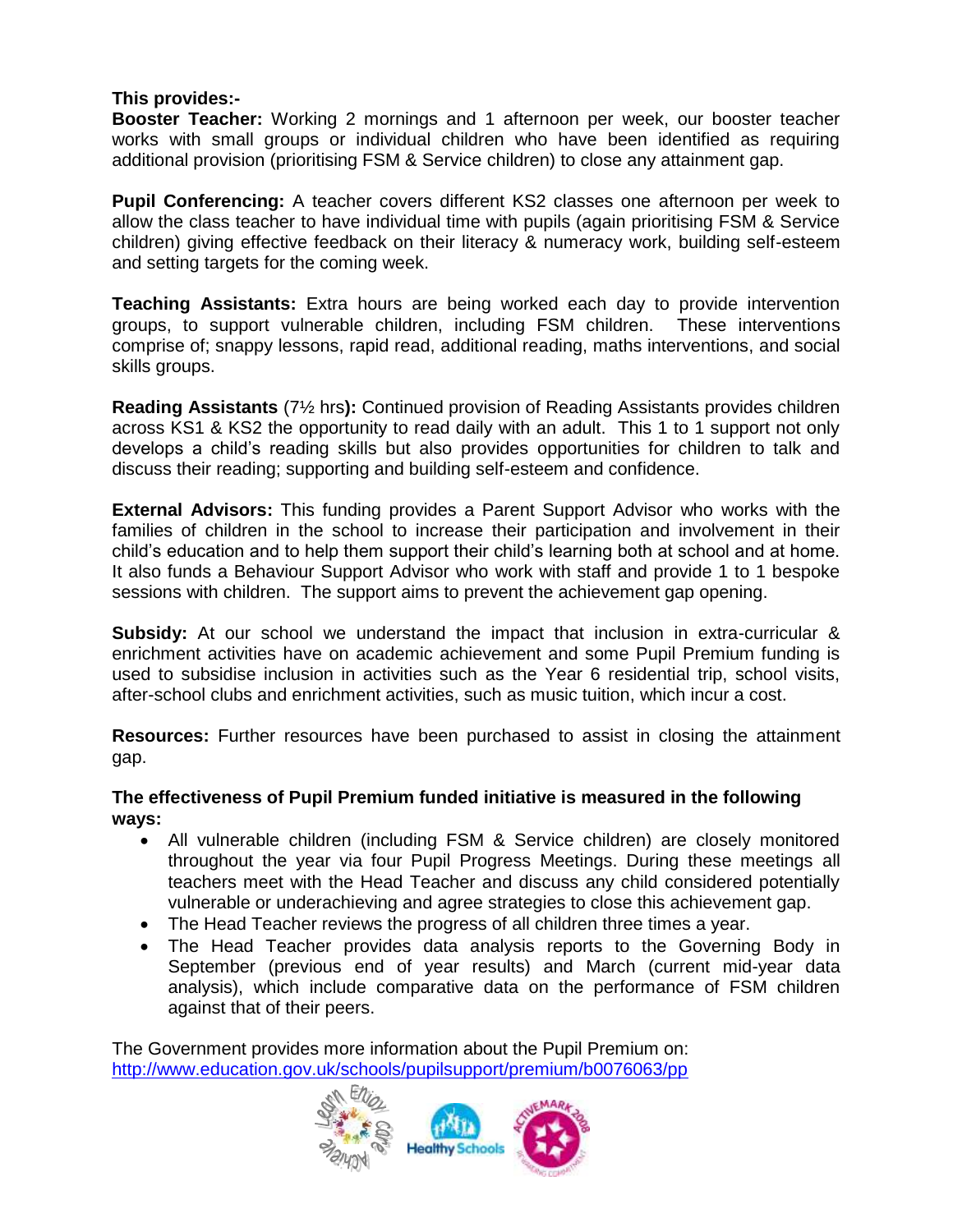**This provides:-**

**Booster Teacher:** Working 2 mornings and 1 afternoon per week, our booster teacher works with small groups or individual children who have been identified as requiring additional provision (prioritising FSM & Service children) to close any attainment gap.

**Pupil Conferencing:** A teacher covers different KS2 classes one afternoon per week to allow the class teacher to have individual time with pupils (again prioritising FSM & Service children) giving effective feedback on their literacy & numeracy work, building self-esteem and setting targets for the coming week.

**Teaching Assistants:** Extra hours are being worked each day to provide intervention groups, to support vulnerable children, including FSM children. These interventions comprise of; snappy lessons, rapid read, additional reading, maths interventions, and social skills groups.

**Reading Assistants** (7½ hrs)**:** Continued provision of Reading Assistants provides children across KS1 & KS2 the opportunity to read daily with an adult. This 1 to 1 support not only develops a child's reading skills but also provides opportunities for children to talk and discuss their reading; supporting and building self-esteem and confidence.

**External Advisors:** This funding provides a Parent Support Advisor who works with the families of children in the school to increase their participation and involvement in their child's education and to help them support their child's learning both at school and at home. It also funds a Behaviour Support Advisor who work with staff and provide 1 to 1 bespoke sessions with children. The support aims to prevent the achievement gap opening.

**Subsidy:** At our school we understand the impact that inclusion in extra-curricular & enrichment activities have on academic achievement and some Pupil Premium funding is used to subsidise inclusion in activities such as the Year 6 residential trip, school visits, after-school clubs and enrichment activities, such as music tuition, which incur a cost.

**Resources:** Further resources have been purchased to assist in closing the attainment gap.

**The effectiveness of Pupil Premium funded initiative is measured in the following ways:**

- All vulnerable children (including FSM & Service children) are closely monitored throughout the year via four Pupil Progress Meetings. During these meetings all teachers meet with the Head Teacher and discuss any child considered potentially vulnerable or underachieving and agree strategies to close this achievement gap.
- The Head Teacher reviews the progress of all children three times a year.
- The Head Teacher provides data analysis reports to the Governing Body in September (previous end of year results) and March (current mid-year data analysis), which include comparative data on the performance of FSM children against that of their peers.

The Government provides more information about the Pupil Premium on:
http://www.education.gov.uk/schools/pupilsupport/premium/b0076063/pp